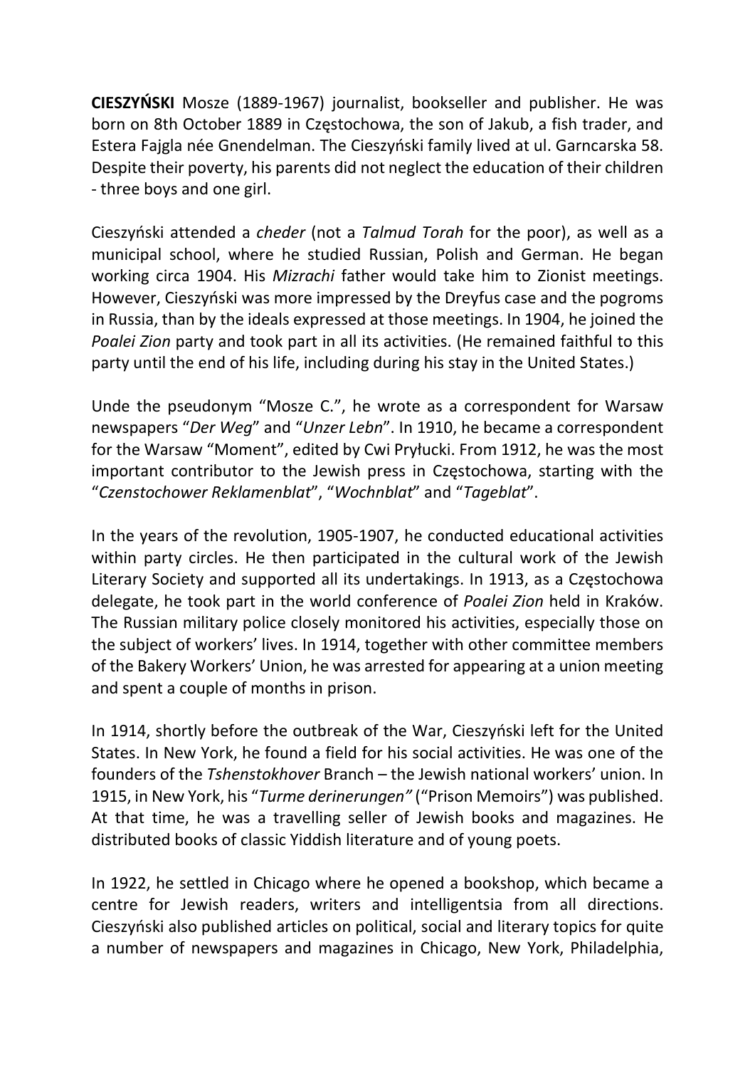**CIESZYŃSKI** Mosze (1889-1967) journalist, bookseller and publisher. He was born on 8th October 1889 in Częstochowa, the son of Jakub, a fish trader, and Estera Fajgla née Gnendelman. The Cieszyński family lived at ul. Garncarska 58. Despite their poverty, his parents did not neglect the education of their children - three boys and one girl.

Cieszyński attended a *cheder* (not a *Talmud Torah* for the poor), as well as a municipal school, where he studied Russian, Polish and German. He began working circa 1904. His *Mizrachi* father would take him to Zionist meetings. However, Cieszyński was more impressed by the Dreyfus case and the pogroms in Russia, than by the ideals expressed at those meetings. In 1904, he joined the *Poalei Zion* party and took part in all its activities. (He remained faithful to this party until the end of his life, including during his stay in the United States.)

Unde the pseudonym "Mosze C.", he wrote as a correspondent for Warsaw newspapers "*Der Weg*" and "*Unzer Lebn*". In 1910, he became a correspondent for the Warsaw "Moment", edited by Cwi Pryłucki. From 1912, he was the most important contributor to the Jewish press in Częstochowa, starting with the "*Czenstochower Reklamenblat*", "*Wochnblat*" and "*Tageblat*".

In the years of the revolution, 1905-1907, he conducted educational activities within party circles. He then participated in the cultural work of the Jewish Literary Society and supported all its undertakings. In 1913, as a Częstochowa delegate, he took part in the world conference of *Poalei Zion* held in Kraków. The Russian military police closely monitored his activities, especially those on the subject of workers' lives. In 1914, together with other committee members of the Bakery Workers' Union, he was arrested for appearing at a union meeting and spent a couple of months in prison.

In 1914, shortly before the outbreak of the War, Cieszyński left for the United States. In New York, he found a field for his social activities. He was one of the founders of the *Tshenstokhover* Branch – the Jewish national workers' union. In 1915, in New York, his "*Turme derinerungen"* ("Prison Memoirs") was published. At that time, he was a travelling seller of Jewish books and magazines. He distributed books of classic Yiddish literature and of young poets.

In 1922, he settled in Chicago where he opened a bookshop, which became a centre for Jewish readers, writers and intelligentsia from all directions. Cieszyński also published articles on political, social and literary topics for quite a number of newspapers and magazines in Chicago, New York, Philadelphia,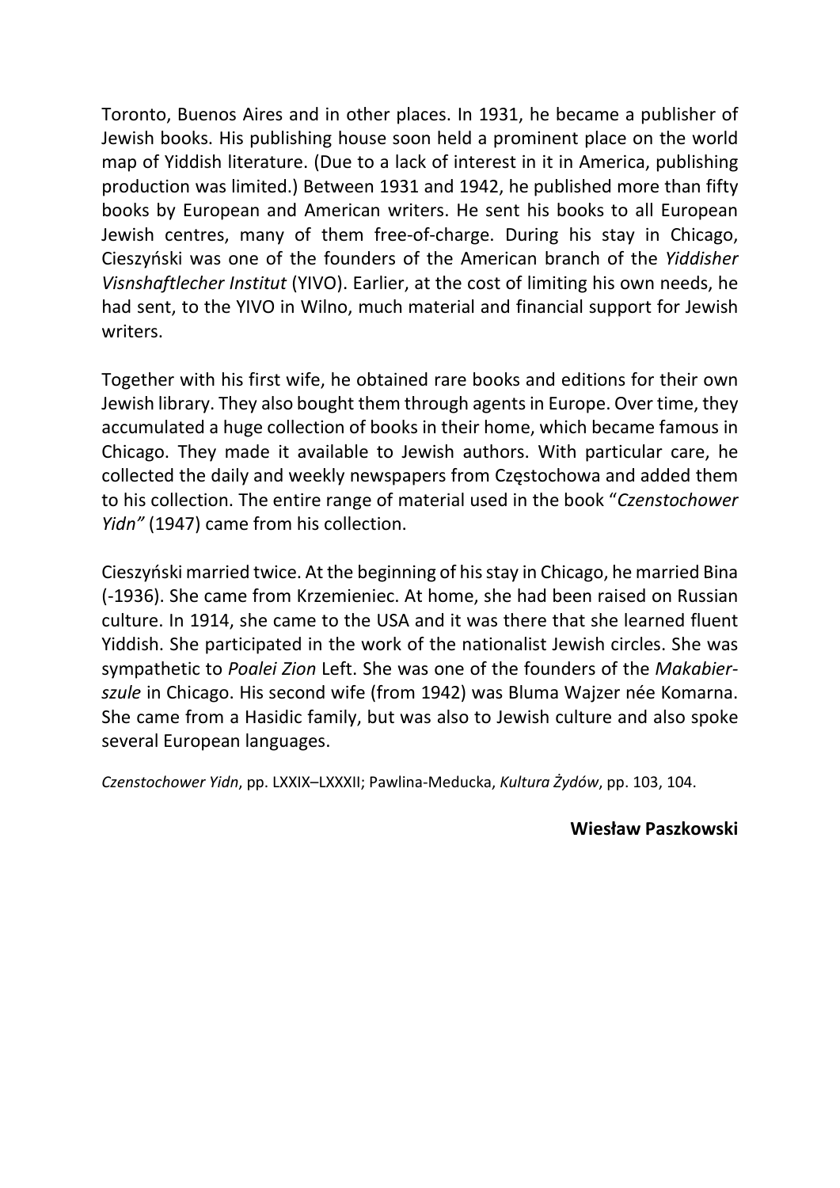Toronto, Buenos Aires and in other places. In 1931, he became a publisher of Jewish books. His publishing house soon held a prominent place on the world map of Yiddish literature. (Due to a lack of interest in it in America, publishing production was limited.) Between 1931 and 1942, he published more than fifty books by European and American writers. He sent his books to all European Jewish centres, many of them free-of-charge. During his stay in Chicago, Cieszyński was one of the founders of the American branch of the *Yiddisher Visnshaftlecher Institut* (YIVO). Earlier, at the cost of limiting his own needs, he had sent, to the YIVO in Wilno, much material and financial support for Jewish writers.

Together with his first wife, he obtained rare books and editions for their own Jewish library. They also bought them through agents in Europe. Over time, they accumulated a huge collection of books in their home, which became famous in Chicago. They made it available to Jewish authors. With particular care, he collected the daily and weekly newspapers from Częstochowa and added them to his collection. The entire range of material used in the book "*Czenstochower Yidn"* (1947) came from his collection.

Cieszyński married twice. At the beginning of his stay in Chicago, he married Bina (-1936). She came from Krzemieniec. At home, she had been raised on Russian culture. In 1914, she came to the USA and it was there that she learned fluent Yiddish. She participated in the work of the nationalist Jewish circles. She was sympathetic to *Poalei Zion* Left. She was one of the founders of the *Makabier-szule* in Chicago. His second wife (from 1942) was Bluma Wajzer née Komarna. She came from a Hasidic family, but was also to Jewish culture and also spoke several European languages.

*Czenstochower Yidn*, pp. LXXIX–LXXXII; Pawlina-Meducka, *Kultura Żydów*, pp. 103, 104.

**Wiesław Paszkowski**